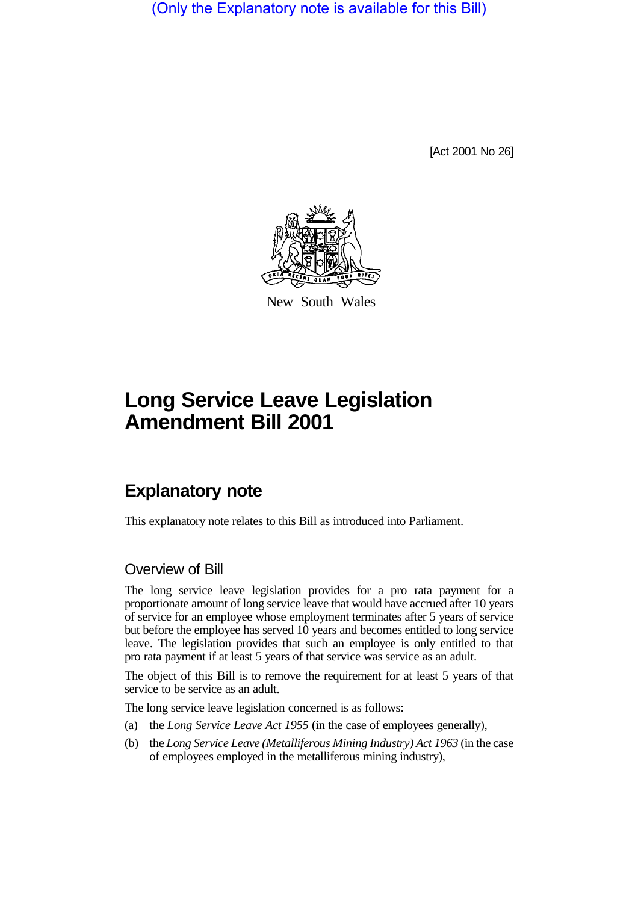(Only the Explanatory note is available for this Bill)

[Act 2001 No 26]

New South Wales

# Long Service Leave Legislation Amendment Bill 2001

## Explanatory note

This explanatory note relates to this Bill as introduced into Parliament.

### Overview of Bill

The long service leave legislation provides for a pro rata payment for a proportionate amount of long service leave that would have accrued after 10 years of service for an employee whose employment terminates after 5 years of service but before the employee has served 10 years and becomes entitled to long service leave. The legislation provides that such an employee is only entitled to that pro rata payment if at least 5 years of that service was service as an adult.

The object of this Bill is to remove the requirement for at least 5 years of that service to be service as an adult.

The long service leave legislation concerned is as follows:

(a) the *Long Service Leave Act 1955* (in the case of employees generally),

(b) the *Long Service Leave (Metalliferous Mining Industry) Act 1963* (in the case of employees employed in the metalliferous mining industry),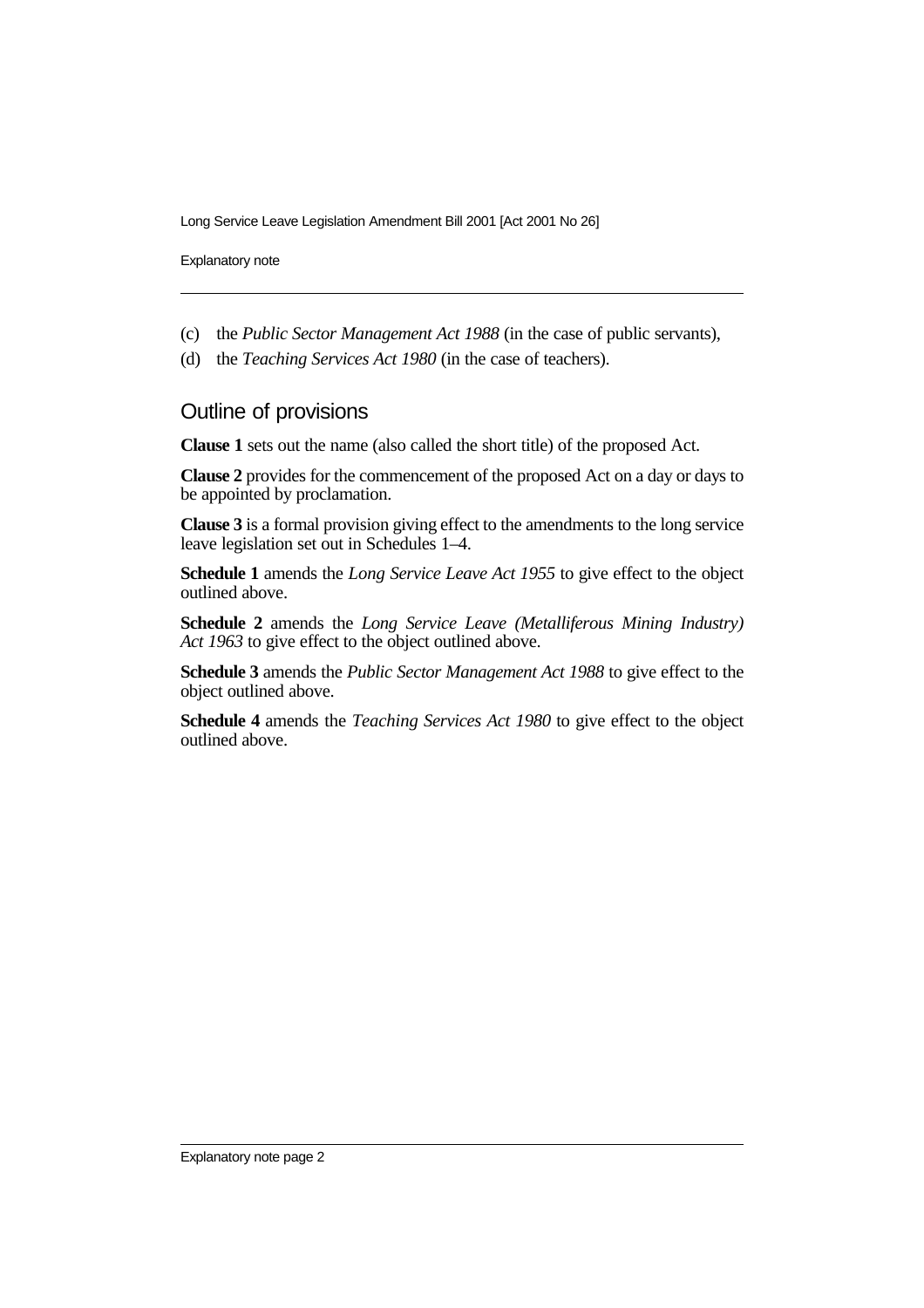(c) the *Public Sector Management Act 1988* (in the case of public servants),

(d) the *Teaching Services Act 1980* (in the case of teachers).

## Outline of provisions

**Clause 1** sets out the name (also called the short title) of the proposed Act.

**Clause 2** provides for the commencement of the proposed Act on a day or days to be appointed by proclamation.

**Clause 3** is a formal provision giving effect to the amendments to the long service leave legislation set out in Schedules 1–4.

**Schedule 1** amends the *Long Service Leave Act 1955* to give effect to the object outlined above.

**Schedule 2** amends the *Long Service Leave (Metalliferous Mining Industry) Act 1963* to give effect to the object outlined above.

**Schedule 3** amends the *Public Sector Management Act 1988* to give effect to the object outlined above.

**Schedule 4** amends the *Teaching Services Act 1980* to give effect to the object outlined above.